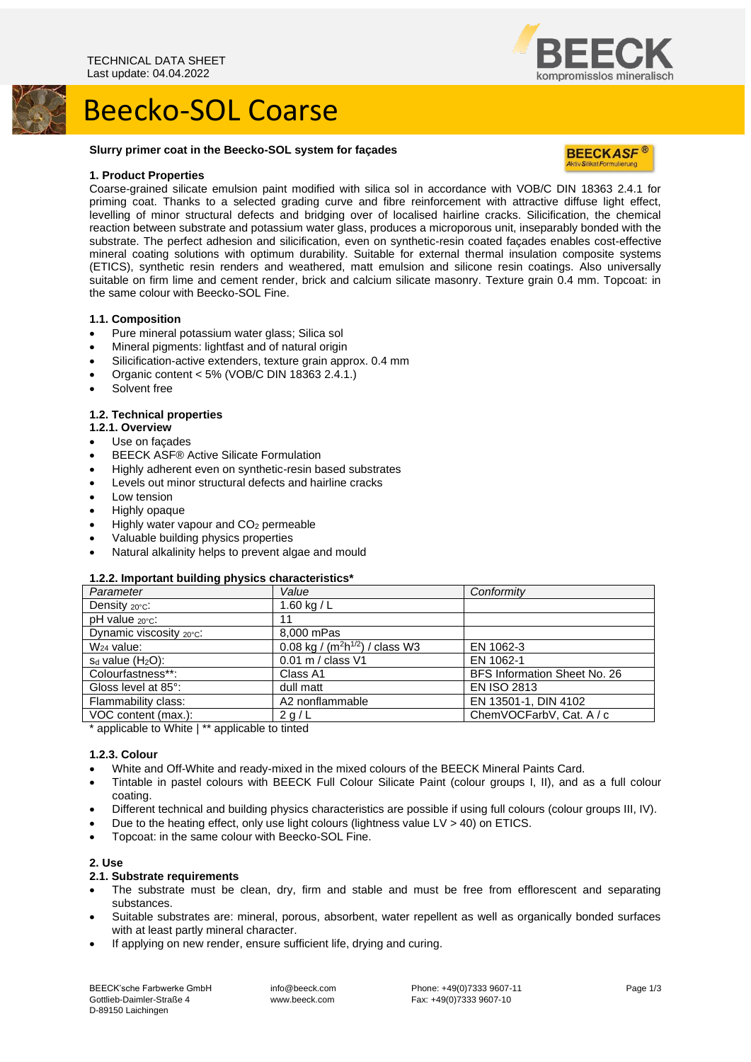TECHNICAL DATA SHEET
Last update: 04.04.2022

# Beecko-SOL Coarse

**Slurry primer coat in the Beecko-SOL system for façades**

## 1. Product Properties

Coarse-grained silicate emulsion paint modified with silica sol in accordance with VOB/C DIN 18363 2.4.1 for priming coat. Thanks to a selected grading curve and fibre reinforcement with attractive diffuse light effect, levelling of minor structural defects and bridging over of localised hairline cracks. Silicification, the chemical reaction between substrate and potassium water glass, produces a microporous unit, inseparably bonded with the substrate. The perfect adhesion and silicification, even on synthetic-resin coated façades enables cost-effective mineral coating solutions with optimum durability. Suitable for external thermal insulation composite systems (ETICS), synthetic resin renders and weathered, matt emulsion and silicone resin coatings. Also universally suitable on firm lime and cement render, brick and calcium silicate masonry. Texture grain 0.4 mm. Topcoat: in the same colour with Beecko-SOL Fine.

### 1.1. Composition

- Pure mineral potassium water glass; Silica sol
- Mineral pigments: lightfast and of natural origin
- Silicification-active extenders, texture grain approx. 0.4 mm
- Organic content < 5% (VOB/C DIN 18363 2.4.1.)
- Solvent free

### 1.2. Technical properties

#### 1.2.1. Overview

- Use on façades
- BEECK ASF® Active Silicate Formulation
- Highly adherent even on synthetic-resin based substrates
- Levels out minor structural defects and hairline cracks
- Low tension
- Highly opaque
- Highly water vapour and $CO_2$ permeable
- Valuable building physics properties
- Natural alkalinity helps to prevent algae and mould

#### 1.2.2. Important building physics characteristics*

| *Parameter* | *Value* | *Conformity* |
|---|---|---|
| Density $_{20°C}$: | 1.60 kg / L | |
| pH value $_{20°C}$: | 11 | |
| Dynamic viscosity $_{20°C}$: | 8,000 mPas | |
| $W_{24}$ value: | 0.08 kg / ($m^2h^{1/2}$) / class W3 | EN 1062-3 |
| $s_d$ value ($H_2O$): | 0.01 m / class V1 | EN 1062-1 |
| Colourfastness**: | Class A1 | BFS Information Sheet No. 26 |
| Gloss level at 85°: | dull matt | EN ISO 2813 |
| Flammability class: | A2 nonflammable | EN 13501-1, DIN 4102 |
| VOC content (max.): | 2 g / L | ChemVOCFarbV, Cat. A / c |

\* applicable to White | ** applicable to tinted

#### 1.2.3. Colour

- White and Off-White and ready-mixed in the mixed colours of the BEECK Mineral Paints Card.
- Tintable in pastel colours with BEECK Full Colour Silicate Paint (colour groups I, II), and as a full colour coating.
- Different technical and building physics characteristics are possible if using full colours (colour groups III, IV).
- Due to the heating effect, only use light colours (lightness value LV > 40) on ETICS.
- Topcoat: in the same colour with Beecko-SOL Fine.

## 2. Use

### 2.1. Substrate requirements

- The substrate must be clean, dry, firm and stable and must be free from efflorescent and separating substances.
- Suitable substrates are: mineral, porous, absorbent, water repellent as well as organically bonded surfaces with at least partly mineral character.
- If applying on new render, ensure sufficient life, drying and curing.

BEECK'sche Farbwerke GmbH
Gottlieb-Daimler-Straße 4
D-89150 Laichingen

info@beeck.com
www.beeck.com

Phone: +49(0)7333 9607-11
Fax: +49(0)7333 9607-10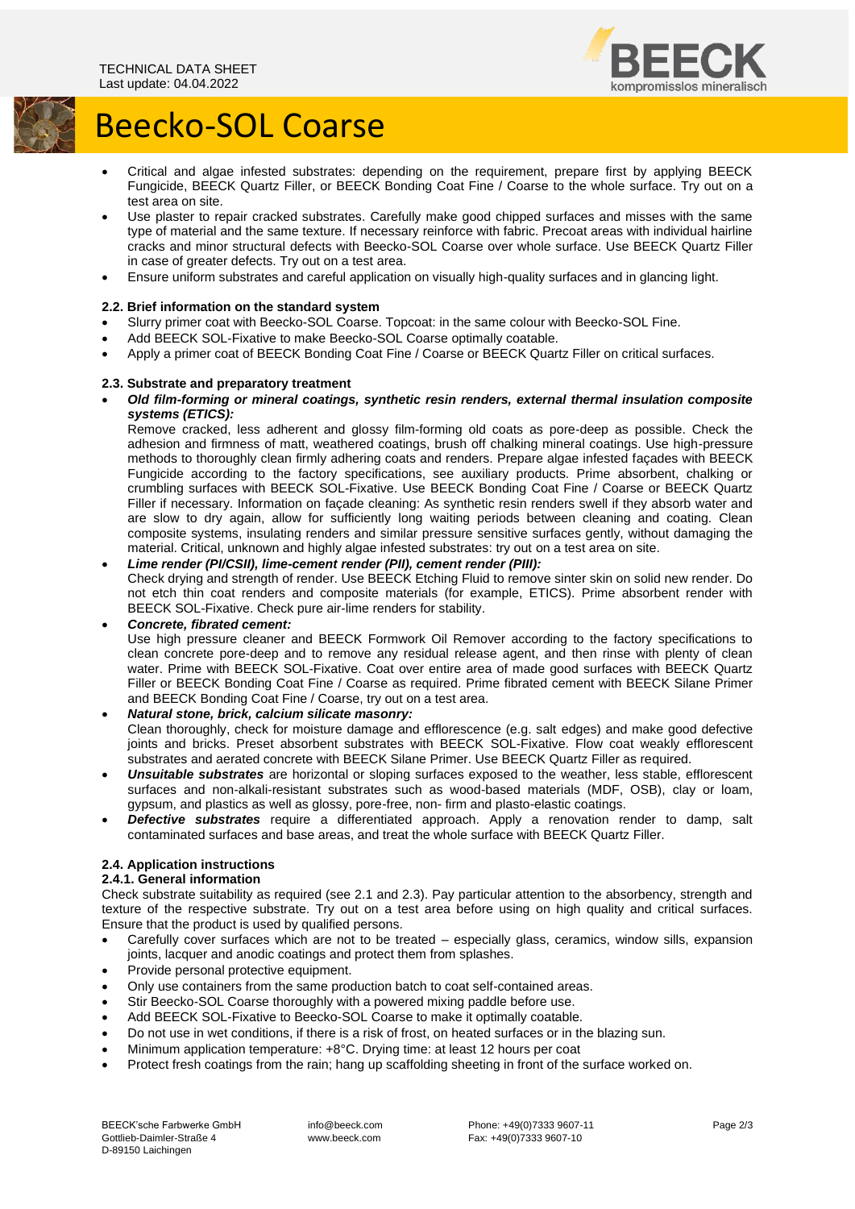# Beecko-SOL Coarse

- Critical and algae infested substrates: depending on the requirement, prepare first by applying BEECK Fungicide, BEECK Quartz Filler, or BEECK Bonding Coat Fine / Coarse to the whole surface. Try out on a test area on site.
- Use plaster to repair cracked substrates. Carefully make good chipped surfaces and misses with the same type of material and the same texture. If necessary reinforce with fabric. Precoat areas with individual hairline cracks and minor structural defects with Beecko-SOL Coarse over whole surface. Use BEECK Quartz Filler in case of greater defects. Try out on a test area.
- Ensure uniform substrates and careful application on visually high-quality surfaces and in glancing light.

### 2.2. Brief information on the standard system

- Slurry primer coat with Beecko-SOL Coarse. Topcoat: in the same colour with Beecko-SOL Fine.
- Add BEECK SOL-Fixative to make Beecko-SOL Coarse optimally coatable.
- Apply a primer coat of BEECK Bonding Coat Fine / Coarse or BEECK Quartz Filler on critical surfaces.

### 2.3. Substrate and preparatory treatment

- ***Old film-forming or mineral coatings, synthetic resin renders, external thermal insulation composite systems (ETICS):***
  Remove cracked, less adherent and glossy film-forming old coats as pore-deep as possible. Check the adhesion and firmness of matt, weathered coatings, brush off chalking mineral coatings. Use high-pressure methods to thoroughly clean firmly adhering coats and renders. Prepare algae infested façades with BEECK Fungicide according to the factory specifications, see auxiliary products. Prime absorbent, chalking or crumbling surfaces with BEECK SOL-Fixative. Use BEECK Bonding Coat Fine / Coarse or BEECK Quartz Filler if necessary. Information on façade cleaning: As synthetic resin renders swell if they absorb water and are slow to dry again, allow for sufficiently long waiting periods between cleaning and coating. Clean composite systems, insulating renders and similar pressure sensitive surfaces gently, without damaging the material. Critical, unknown and highly algae infested substrates: try out on a test area on site.
- ***Lime render (PI/CSII), lime-cement render (PII), cement render (PIII):***
  Check drying and strength of render. Use BEECK Etching Fluid to remove sinter skin on solid new render. Do not etch thin coat renders and composite materials (for example, ETICS). Prime absorbent render with BEECK SOL-Fixative. Check pure air-lime renders for stability.
- ***Concrete, fibrated cement:***
  Use high pressure cleaner and BEECK Formwork Oil Remover according to the factory specifications to clean concrete pore-deep and to remove any residual release agent, and then rinse with plenty of clean water. Prime with BEECK SOL-Fixative. Coat over entire area of made good surfaces with BEECK Quartz Filler or BEECK Bonding Coat Fine / Coarse as required. Prime fibrated cement with BEECK Silane Primer and BEECK Bonding Coat Fine / Coarse, try out on a test area.
- ***Natural stone, brick, calcium silicate masonry:***
  Clean thoroughly, check for moisture damage and efflorescence (e.g. salt edges) and make good defective joints and bricks. Preset absorbent substrates with BEECK SOL-Fixative. Flow coat weakly efflorescent substrates and aerated concrete with BEECK Silane Primer. Use BEECK Quartz Filler as required.
- ***Unsuitable substrates*** are horizontal or sloping surfaces exposed to the weather, less stable, efflorescent surfaces and non-alkali-resistant substrates such as wood-based materials (MDF, OSB), clay or loam, gypsum, and plastics as well as glossy, pore-free, non- firm and plasto-elastic coatings.
- ***Defective substrates*** require a differentiated approach. Apply a renovation render to damp, salt contaminated surfaces and base areas, and treat the whole surface with BEECK Quartz Filler.

### 2.4. Application instructions

#### 2.4.1. General information

Check substrate suitability as required (see 2.1 and 2.3). Pay particular attention to the absorbency, strength and texture of the respective substrate. Try out on a test area before using on high quality and critical surfaces. Ensure that the product is used by qualified persons.

- Carefully cover surfaces which are not to be treated – especially glass, ceramics, window sills, expansion joints, lacquer and anodic coatings and protect them from splashes.
- Provide personal protective equipment.
- Only use containers from the same production batch to coat self-contained areas.
- Stir Beecko-SOL Coarse thoroughly with a powered mixing paddle before use.
- Add BEECK SOL-Fixative to Beecko-SOL Coarse to make it optimally coatable.
- Do not use in wet conditions, if there is a risk of frost, on heated surfaces or in the blazing sun.
- Minimum application temperature: +8°C. Drying time: at least 12 hours per coat
- Protect fresh coatings from the rain; hang up scaffolding sheeting in front of the surface worked on.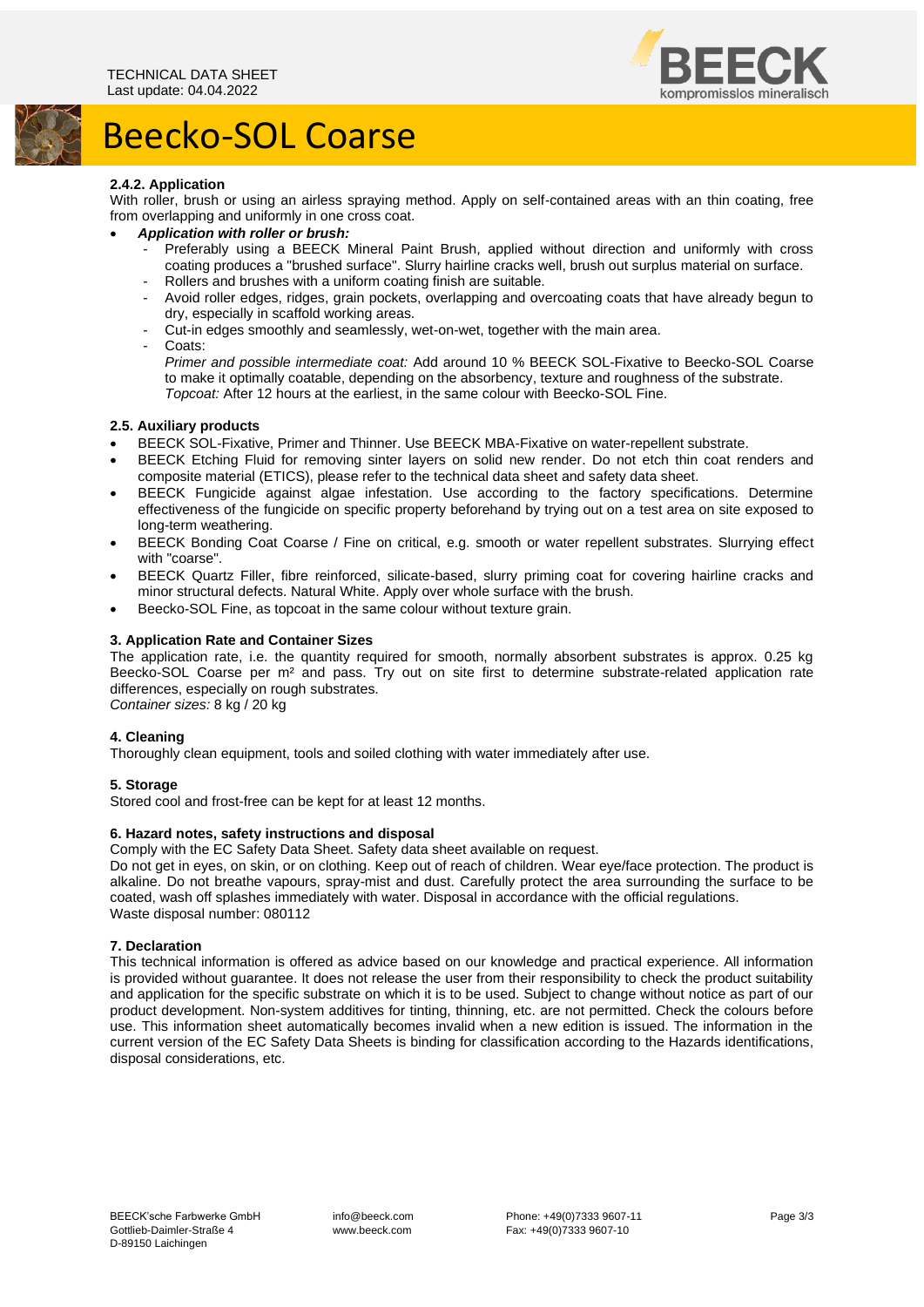# Beecko-SOL Coarse

### 2.4.2. Application

With roller, brush or using an airless spraying method. Apply on self-contained areas with an thin coating, free from overlapping and uniformly in one cross coat.

- ***Application with roller or brush:***
  - Preferably using a BEECK Mineral Paint Brush, applied without direction and uniformly with cross coating produces a "brushed surface". Slurry hairline cracks well, brush out surplus material on surface.
  - Rollers and brushes with a uniform coating finish are suitable.
  - Avoid roller edges, ridges, grain pockets, overlapping and overcoating coats that have already begun to dry, especially in scaffold working areas.
  - Cut-in edges smoothly and seamlessly, wet-on-wet, together with the main area.
  - Coats:
    *Primer and possible intermediate coat:* Add around 10 % BEECK SOL-Fixative to Beecko-SOL Coarse to make it optimally coatable, depending on the absorbency, texture and roughness of the substrate.
    *Topcoat:* After 12 hours at the earliest, in the same colour with Beecko-SOL Fine.

### 2.5. Auxiliary products

- BEECK SOL-Fixative, Primer and Thinner. Use BEECK MBA-Fixative on water-repellent substrate.
- BEECK Etching Fluid for removing sinter layers on solid new render. Do not etch thin coat renders and composite material (ETICS), please refer to the technical data sheet and safety data sheet.
- BEECK Fungicide against algae infestation. Use according to the factory specifications. Determine effectiveness of the fungicide on specific property beforehand by trying out on a test area on site exposed to long-term weathering.
- BEECK Bonding Coat Coarse / Fine on critical, e.g. smooth or water repellent substrates. Slurrying effect with "coarse".
- BEECK Quartz Filler, fibre reinforced, silicate-based, slurry priming coat for covering hairline cracks and minor structural defects. Natural White. Apply over whole surface with the brush.
- Beecko-SOL Fine, as topcoat in the same colour without texture grain.

### 3. Application Rate and Container Sizes

The application rate, i.e. the quantity required for smooth, normally absorbent substrates is approx. 0.25 kg Beecko-SOL Coarse per m² and pass. Try out on site first to determine substrate-related application rate differences, especially on rough substrates.
*Container sizes:* 8 kg / 20 kg

### 4. Cleaning

Thoroughly clean equipment, tools and soiled clothing with water immediately after use.

### 5. Storage

Stored cool and frost-free can be kept for at least 12 months.

### 6. Hazard notes, safety instructions and disposal

Comply with the EC Safety Data Sheet. Safety data sheet available on request.
Do not get in eyes, on skin, or on clothing. Keep out of reach of children. Wear eye/face protection. The product is alkaline. Do not breathe vapours, spray-mist and dust. Carefully protect the area surrounding the surface to be coated, wash off splashes immediately with water. Disposal in accordance with the official regulations.
Waste disposal number: 080112

### 7. Declaration

This technical information is offered as advice based on our knowledge and practical experience. All information is provided without guarantee. It does not release the user from their responsibility to check the product suitability and application for the specific substrate on which it is to be used. Subject to change without notice as part of our product development. Non-system additives for tinting, thinning, etc. are not permitted. Check the colours before use. This information sheet automatically becomes invalid when a new edition is issued. The information in the current version of the EC Safety Data Sheets is binding for classification according to the Hazards identifications, disposal considerations, etc.